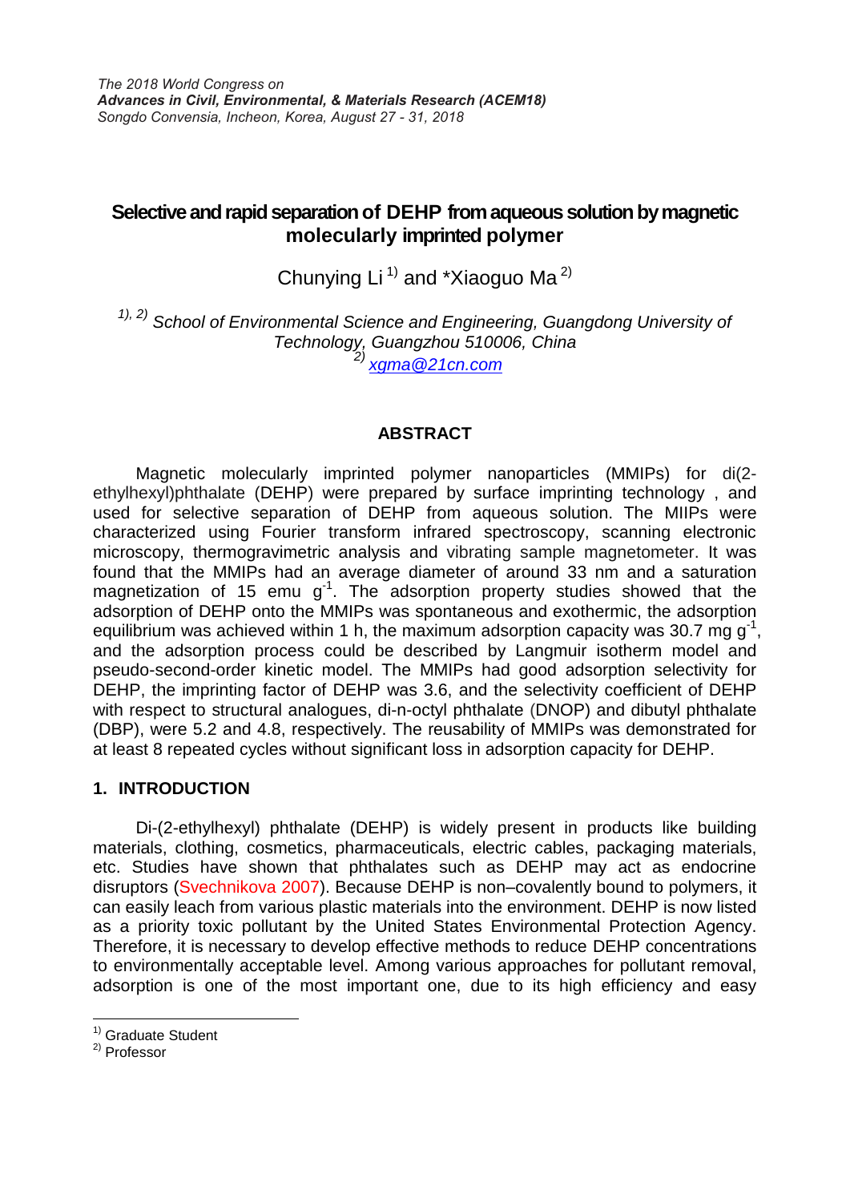*The 2018 World Congress on*
***Advances in Civil, Environmental, & Materials Research (ACEM18)***
*Songdo Convensia, Incheon, Korea, August 27 - 31, 2018*

# Selective and rapid separation of DEHP from aqueous solution by magnetic molecularly imprinted polymer

Chunying Li [1)] and *Xiaoguo Ma [2)]

*[1), 2)] School of Environmental Science and Engineering, Guangdong University of Technology, Guangzhou 510006, China*
*[2)] xgma@21cn.com*

## ABSTRACT

Magnetic molecularly imprinted polymer nanoparticles (MMIPs) for di(2-ethylhexyl)phthalate (DEHP) were prepared by surface imprinting technology , and used for selective separation of DEHP from aqueous solution. The MIIPs were characterized using Fourier transform infrared spectroscopy, scanning electronic microscopy, thermogravimetric analysis and vibrating sample magnetometer. It was found that the MMIPs had an average diameter of around 33 nm and a saturation magnetization of 15 emu $g^{-1}$. The adsorption property studies showed that the adsorption of DEHP onto the MMIPs was spontaneous and exothermic, the adsorption equilibrium was achieved within 1 h, the maximum adsorption capacity was 30.7 mg $g^{-1}$, and the adsorption process could be described by Langmuir isotherm model and pseudo-second-order kinetic model. The MMIPs had good adsorption selectivity for DEHP, the imprinting factor of DEHP was 3.6, and the selectivity coefficient of DEHP with respect to structural analogues, di-n-octyl phthalate (DNOP) and dibutyl phthalate (DBP), were 5.2 and 4.8, respectively. The reusability of MMIPs was demonstrated for at least 8 repeated cycles without significant loss in adsorption capacity for DEHP.

## 1. INTRODUCTION

Di-(2-ethylhexyl) phthalate (DEHP) is widely present in products like building materials, clothing, cosmetics, pharmaceuticals, electric cables, packaging materials, etc. Studies have shown that phthalates such as DEHP may act as endocrine disruptors (Svechnikova 2007). Because DEHP is non–covalently bound to polymers, it can easily leach from various plastic materials into the environment. DEHP is now listed as a priority toxic pollutant by the United States Environmental Protection Agency. Therefore, it is necessary to develop effective methods to reduce DEHP concentrations to environmentally acceptable level. Among various approaches for pollutant removal, adsorption is one of the most important one, due to its high efficiency and easy

---

[1)] Graduate Student
[2)] Professor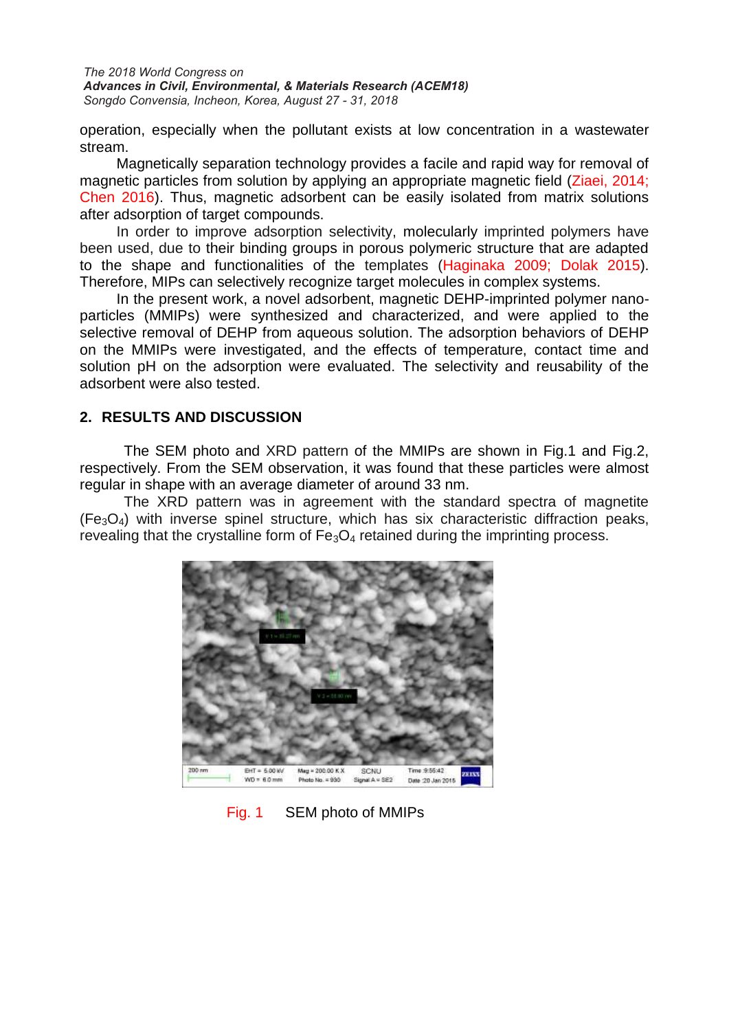operation, especially when the pollutant exists at low concentration in a wastewater stream.

Magnetically separation technology provides a facile and rapid way for removal of magnetic particles from solution by applying an appropriate magnetic field (Ziaei, 2014; Chen 2016). Thus, magnetic adsorbent can be easily isolated from matrix solutions after adsorption of target compounds.

In order to improve adsorption selectivity, molecularly imprinted polymers have been used, due to their binding groups in porous polymeric structure that are adapted to the shape and functionalities of the templates (Haginaka 2009; Dolak 2015). Therefore, MIPs can selectively recognize target molecules in complex systems.

In the present work, a novel adsorbent, magnetic DEHP-imprinted polymer nano-particles (MMIPs) were synthesized and characterized, and were applied to the selective removal of DEHP from aqueous solution. The adsorption behaviors of DEHP on the MMIPs were investigated, and the effects of temperature, contact time and solution pH on the adsorption were evaluated. The selectivity and reusability of the adsorbent were also tested.

## 2. RESULTS AND DISCUSSION

The SEM photo and XRD pattern of the MMIPs are shown in Fig.1 and Fig.2, respectively. From the SEM observation, it was found that these particles were almost regular in shape with an average diameter of around 33 nm.

The XRD pattern was in agreement with the standard spectra of magnetite ($Fe_3O_4$) with inverse spinel structure, which has six characteristic diffraction peaks, revealing that the crystalline form of $Fe_3O_4$ retained during the imprinting process.

Fig. 1 SEM photo of MMIPs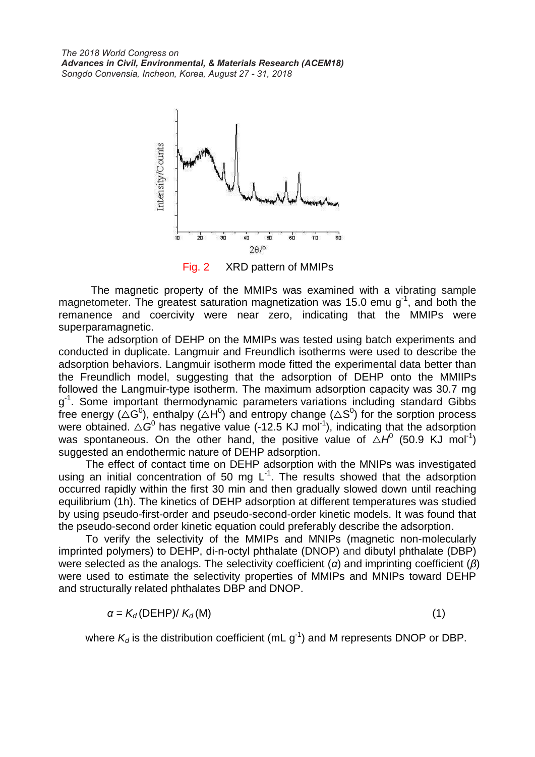Fig. 2 XRD pattern of MMIPs

The magnetic property of the MMIPs was examined with a vibrating sample magnetometer. The greatest saturation magnetization was 15.0 emu $g^{-1}$, and both the remanence and coercivity were near zero, indicating that the MMIPs were superparamagnetic.

The adsorption of DEHP on the MMIPs was tested using batch experiments and conducted in duplicate. Langmuir and Freundlich isotherms were used to describe the adsorption behaviors. Langmuir isotherm mode fitted the experimental data better than the Freundlich model, suggesting that the adsorption of DEHP onto the MMIIPs followed the Langmuir-type isotherm. The maximum adsorption capacity was 30.7 mg $g^{-1}$. Some important thermodynamic parameters variations including standard Gibbs free energy ($\triangle G^0$), enthalpy ($\triangle H^0$) and entropy change ($\triangle S^0$) for the sorption process were obtained. $\triangle G^0$ has negative value (-12.5 KJ $mol^{-1}$), indicating that the adsorption was spontaneous. On the other hand, the positive value of $\triangle H^0$ (50.9 KJ $mol^{-1}$) suggested an endothermic nature of DEHP adsorption.

The effect of contact time on DEHP adsorption with the MNIPs was investigated using an initial concentration of 50 mg $L^{-1}$. The results showed that the adsorption occurred rapidly within the first 30 min and then gradually slowed down until reaching equilibrium (1h). The kinetics of DEHP adsorption at different temperatures was studied by using pseudo-first-order and pseudo-second-order kinetic models. It was found that the pseudo-second order kinetic equation could preferably describe the adsorption.

To verify the selectivity of the MMIPs and MNIPs (magnetic non-molecularly imprinted polymers) to DEHP, di-n-octyl phthalate (DNOP) and dibutyl phthalate (DBP) were selected as the analogs. The selectivity coefficient ($\alpha$) and imprinting coefficient ($\beta$) were used to estimate the selectivity properties of MMIPs and MNIPs toward DEHP and structurally related phthalates DBP and DNOP.

$$\alpha = K_d\,(\text{DEHP}) / K_d\,(\text{M}) \tag{1}$$

where $K_d$ is the distribution coefficient (mL $g^{-1}$) and M represents DNOP or DBP.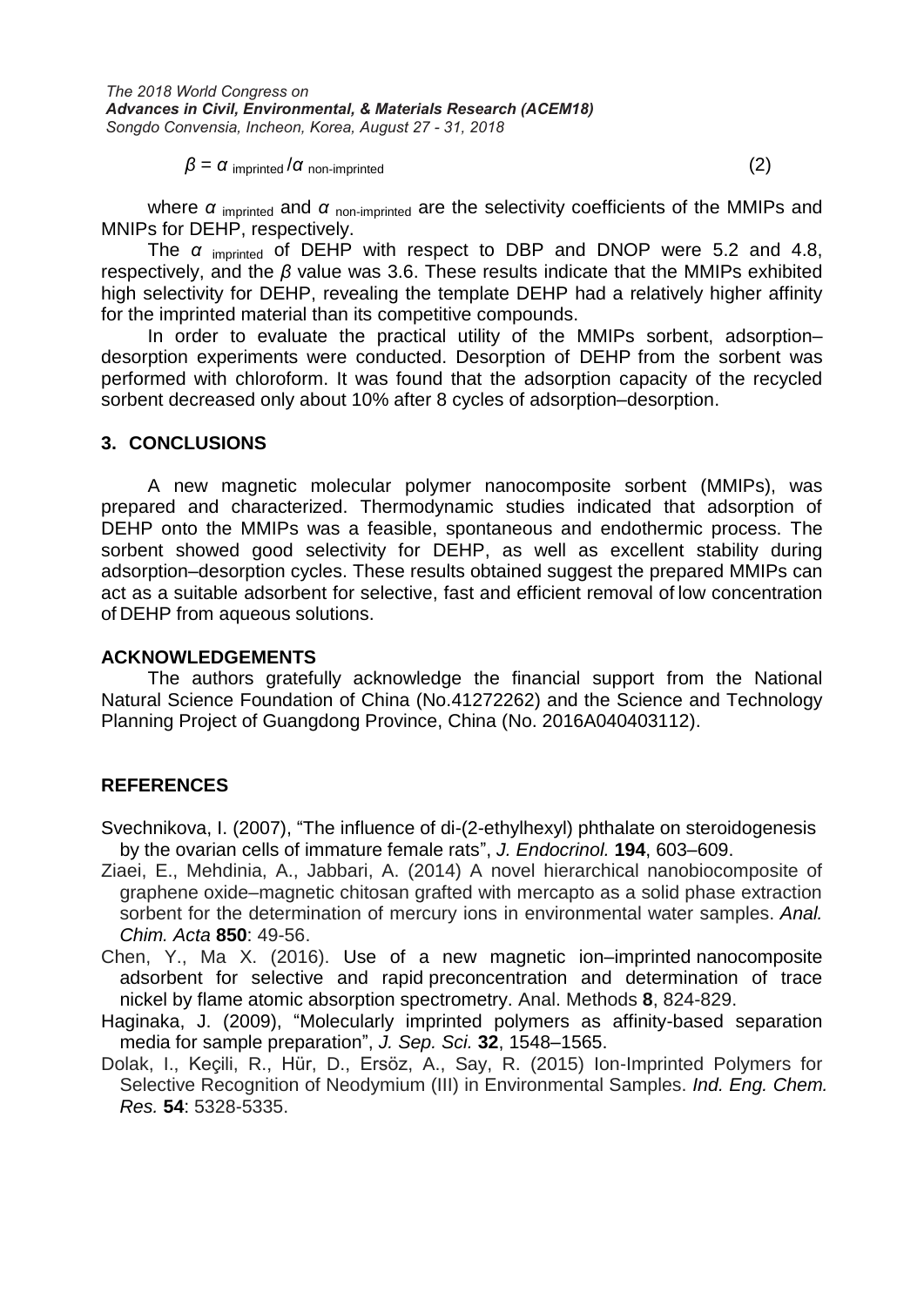$$\beta = \alpha_{\text{imprinted}} / \alpha_{\text{non-imprinted}} \qquad (2)$$

where $\alpha_{\text{imprinted}}$ and $\alpha_{\text{non-imprinted}}$ are the selectivity coefficients of the MMIPs and MNIPs for DEHP, respectively.

The $\alpha_{\text{imprinted}}$ of DEHP with respect to DBP and DNOP were 5.2 and 4.8, respectively, and the $\beta$ value was 3.6. These results indicate that the MMIPs exhibited high selectivity for DEHP, revealing the template DEHP had a relatively higher affinity for the imprinted material than its competitive compounds.

In order to evaluate the practical utility of the MMIPs sorbent, adsorption–desorption experiments were conducted. Desorption of DEHP from the sorbent was performed with chloroform. It was found that the adsorption capacity of the recycled sorbent decreased only about 10% after 8 cycles of adsorption–desorption.

## 3. CONCLUSIONS

A new magnetic molecular polymer nanocomposite sorbent (MMIPs), was prepared and characterized. Thermodynamic studies indicated that adsorption of DEHP onto the MMIPs was a feasible, spontaneous and endothermic process. The sorbent showed good selectivity for DEHP, as well as excellent stability during adsorption–desorption cycles. These results obtained suggest the prepared MMIPs can act as a suitable adsorbent for selective, fast and efficient removal of low concentration of DEHP from aqueous solutions.

## ACKNOWLEDGEMENTS

The authors gratefully acknowledge the financial support from the National Natural Science Foundation of China (No.41272262) and the Science and Technology Planning Project of Guangdong Province, China (No. 2016A040403112).

## REFERENCES

Svechnikova, I. (2007), "The influence of di-(2-ethylhexyl) phthalate on steroidogenesis by the ovarian cells of immature female rats", *J. Endocrinol.* **194**, 603–609.

Ziaei, E., Mehdinia, A., Jabbari, A. (2014) A novel hierarchical nanobiocomposite of graphene oxide–magnetic chitosan grafted with mercapto as a solid phase extraction sorbent for the determination of mercury ions in environmental water samples. *Anal. Chim. Acta* **850**: 49-56.

Chen, Y., Ma X. (2016). Use of a new magnetic ion–imprinted nanocomposite adsorbent for selective and rapid preconcentration and determination of trace nickel by flame atomic absorption spectrometry. Anal. Methods **8**, 824-829.

Haginaka, J. (2009), "Molecularly imprinted polymers as affinity-based separation media for sample preparation", *J. Sep. Sci.* **32**, 1548–1565.

Dolak, I., Keçili, R., Hür, D., Ersöz, A., Say, R. (2015) Ion-Imprinted Polymers for Selective Recognition of Neodymium (III) in Environmental Samples. *Ind. Eng. Chem. Res.* **54**: 5328-5335.